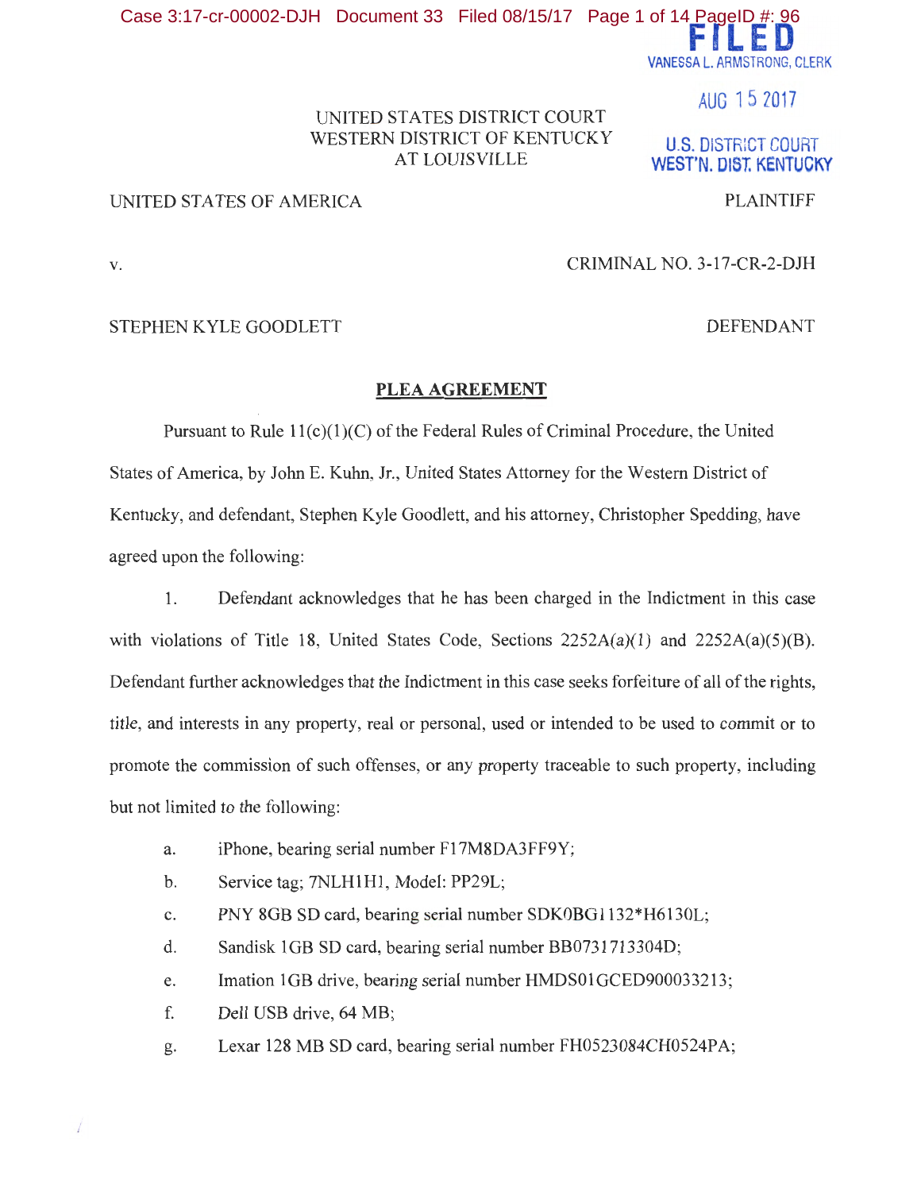FILED
VANESSA L. ARMSTRONG, CLERK

AUG 15 2017

U.S. DISTRICT COURT
WEST'N. DIST. KENTUCKY

UNITED STATES DISTRICT COURT
WESTERN DISTRICT OF KENTUCKY
AT LOUISVILLE

UNITED STATES OF AMERICA PLAINTIFF

v. CRIMINAL NO. 3-17-CR-2-DJH

STEPHEN KYLE GOODLETT DEFENDANT

## PLEA AGREEMENT

Pursuant to Rule 11(c)(1)(C) of the Federal Rules of Criminal Procedure, the United States of America, by John E. Kuhn, Jr., United States Attorney for the Western District of Kentucky, and defendant, Stephen Kyle Goodlett, and his attorney, Christopher Spedding, have agreed upon the following:

1. Defendant acknowledges that he has been charged in the Indictment in this case with violations of Title 18, United States Code, Sections 2252A(a)(1) and 2252A(a)(5)(B). Defendant further acknowledges that the Indictment in this case seeks forfeiture of all of the rights, title, and interests in any property, real or personal, used or intended to be used to commit or to promote the commission of such offenses, or any property traceable to such property, including but not limited to the following:

   a. iPhone, bearing serial number F17M8DA3FF9Y;
   b. Service tag; 7NLH1H1, Model: PP29L;
   c. PNY 8GB SD card, bearing serial number SDK0BG1132*H6130L;
   d. Sandisk 1GB SD card, bearing serial number BB0731713304D;
   e. Imation 1GB drive, bearing serial number HMDS01GCED900033213;
   f. Dell USB drive, 64 MB;
   g. Lexar 128 MB SD card, bearing serial number FH0523084CH0524PA;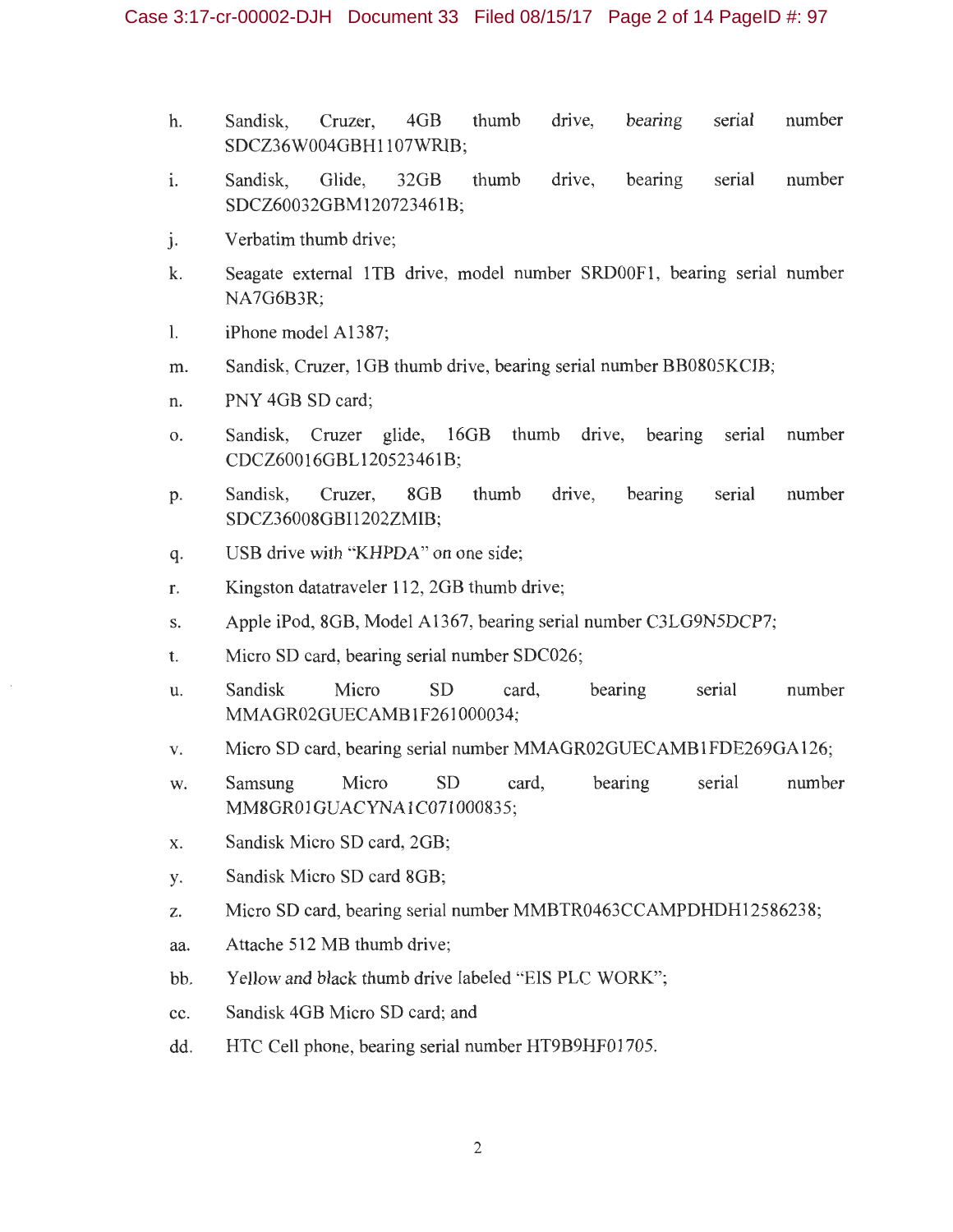h. Sandisk, Cruzer, 4GB thumb drive, bearing serial number SDCZ36W004GBH1107WRIB;

i. Sandisk, Glide, 32GB thumb drive, bearing serial number SDCZ60032GBM120723461B;

j. Verbatim thumb drive;

k. Seagate external 1TB drive, model number SRD00F1, bearing serial number NA7G6B3R;

l. iPhone model A1387;

m. Sandisk, Cruzer, 1GB thumb drive, bearing serial number BB0805KCIB;

n. PNY 4GB SD card;

o. Sandisk, Cruzer glide, 16GB thumb drive, bearing serial number CDCZ60016GBL120523461B;

p. Sandisk, Cruzer, 8GB thumb drive, bearing serial number SDCZ36008GBI1202ZMIB;

q. USB drive with "KHPDA" on one side;

r. Kingston datatraveler 112, 2GB thumb drive;

s. Apple iPod, 8GB, Model A1367, bearing serial number C3LG9N5DCP7;

t. Micro SD card, bearing serial number SDC026;

u. Sandisk Micro SD card, bearing serial number MMAGR02GUECAMB1F261000034;

v. Micro SD card, bearing serial number MMAGR02GUECAMB1FDE269GA126;

w. Samsung Micro SD card, bearing serial number MM8GR01GUACYNA1C071000835;

x. Sandisk Micro SD card, 2GB;

y. Sandisk Micro SD card 8GB;

z. Micro SD card, bearing serial number MMBTR0463CCAMPDHDH12586238;

aa. Attache 512 MB thumb drive;

bb. Yellow and black thumb drive labeled "EIS PLC WORK";

cc. Sandisk 4GB Micro SD card; and

dd. HTC Cell phone, bearing serial number HT9B9HF01705.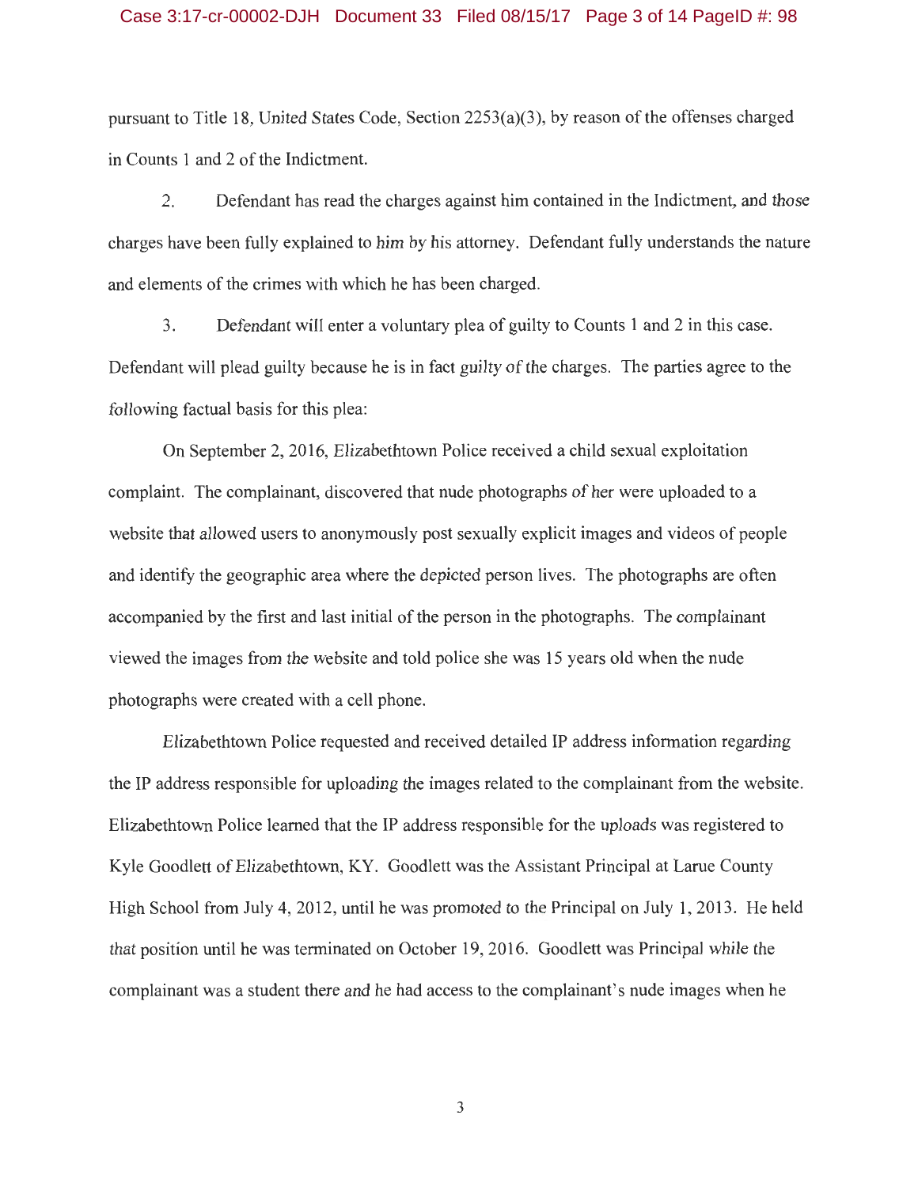pursuant to Title 18, United States Code, Section 2253(a)(3), by reason of the offenses charged in Counts 1 and 2 of the Indictment.

2. Defendant has read the charges against him contained in the Indictment, and those charges have been fully explained to him by his attorney. Defendant fully understands the nature and elements of the crimes with which he has been charged.

3. Defendant will enter a voluntary plea of guilty to Counts 1 and 2 in this case. Defendant will plead guilty because he is in fact guilty of the charges. The parties agree to the following factual basis for this plea:

On September 2, 2016, Elizabethtown Police received a child sexual exploitation complaint. The complainant, discovered that nude photographs of her were uploaded to a website that allowed users to anonymously post sexually explicit images and videos of people and identify the geographic area where the depicted person lives. The photographs are often accompanied by the first and last initial of the person in the photographs. The complainant viewed the images from the website and told police she was 15 years old when the nude photographs were created with a cell phone.

Elizabethtown Police requested and received detailed IP address information regarding the IP address responsible for uploading the images related to the complainant from the website. Elizabethtown Police learned that the IP address responsible for the uploads was registered to Kyle Goodlett of Elizabethtown, KY. Goodlett was the Assistant Principal at Larue County High School from July 4, 2012, until he was promoted to the Principal on July 1, 2013. He held that position until he was terminated on October 19, 2016. Goodlett was Principal while the complainant was a student there and he had access to the complainant's nude images when he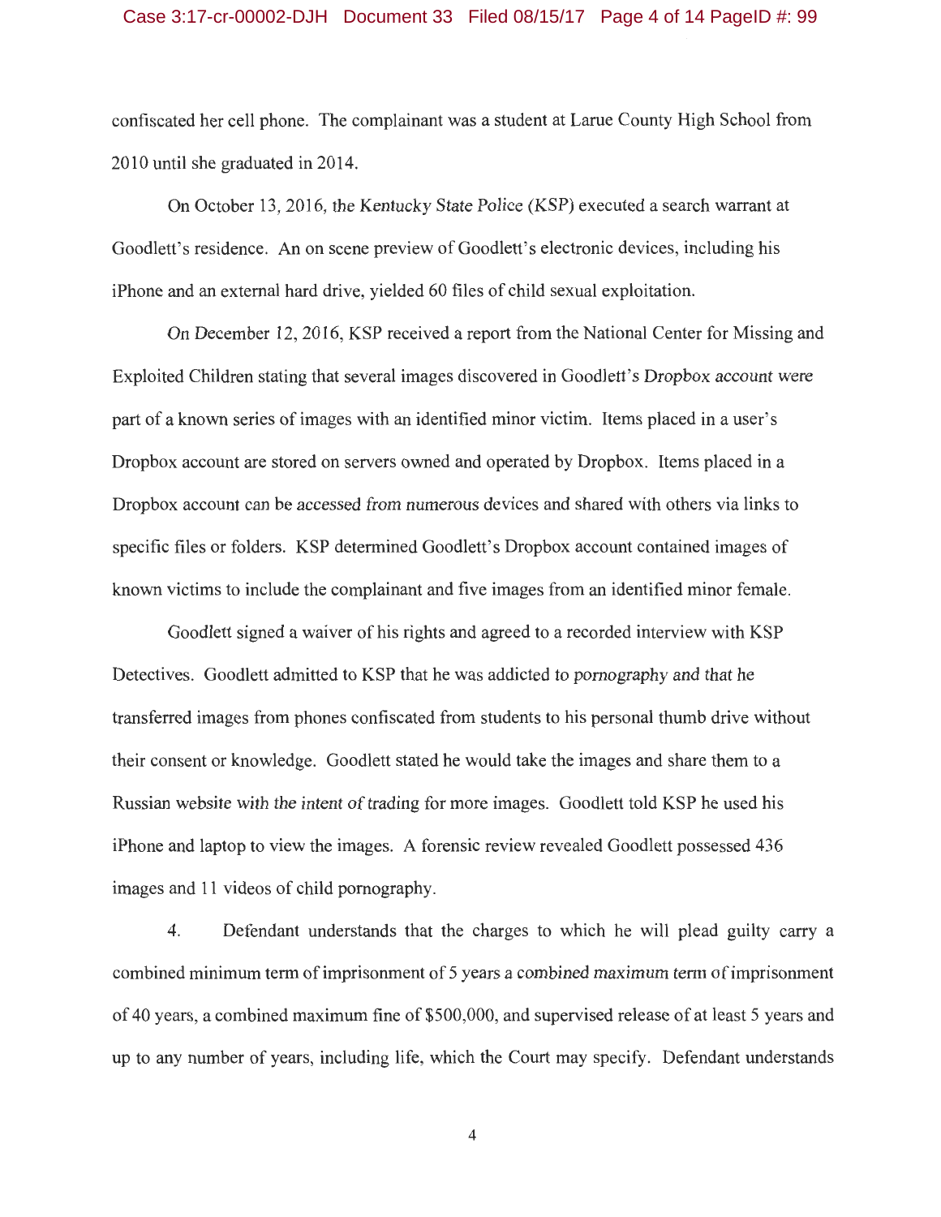confiscated her cell phone. The complainant was a student at Larue County High School from 2010 until she graduated in 2014.

On October 13, 2016, the Kentucky State Police (KSP) executed a search warrant at Goodlett's residence. An on scene preview of Goodlett's electronic devices, including his iPhone and an external hard drive, yielded 60 files of child sexual exploitation.

On December 12, 2016, KSP received a report from the National Center for Missing and Exploited Children stating that several images discovered in Goodlett's Dropbox account were part of a known series of images with an identified minor victim. Items placed in a user's Dropbox account are stored on servers owned and operated by Dropbox. Items placed in a Dropbox account can be accessed from numerous devices and shared with others via links to specific files or folders. KSP determined Goodlett's Dropbox account contained images of known victims to include the complainant and five images from an identified minor female.

Goodlett signed a waiver of his rights and agreed to a recorded interview with KSP Detectives. Goodlett admitted to KSP that he was addicted to pornography and that he transferred images from phones confiscated from students to his personal thumb drive without their consent or knowledge. Goodlett stated he would take the images and share them to a Russian website with the intent of trading for more images. Goodlett told KSP he used his iPhone and laptop to view the images. A forensic review revealed Goodlett possessed 436 images and 11 videos of child pornography.

4. Defendant understands that the charges to which he will plead guilty carry a combined minimum term of imprisonment of 5 years a combined maximum term of imprisonment of 40 years, a combined maximum fine of $500,000, and supervised release of at least 5 years and up to any number of years, including life, which the Court may specify. Defendant understands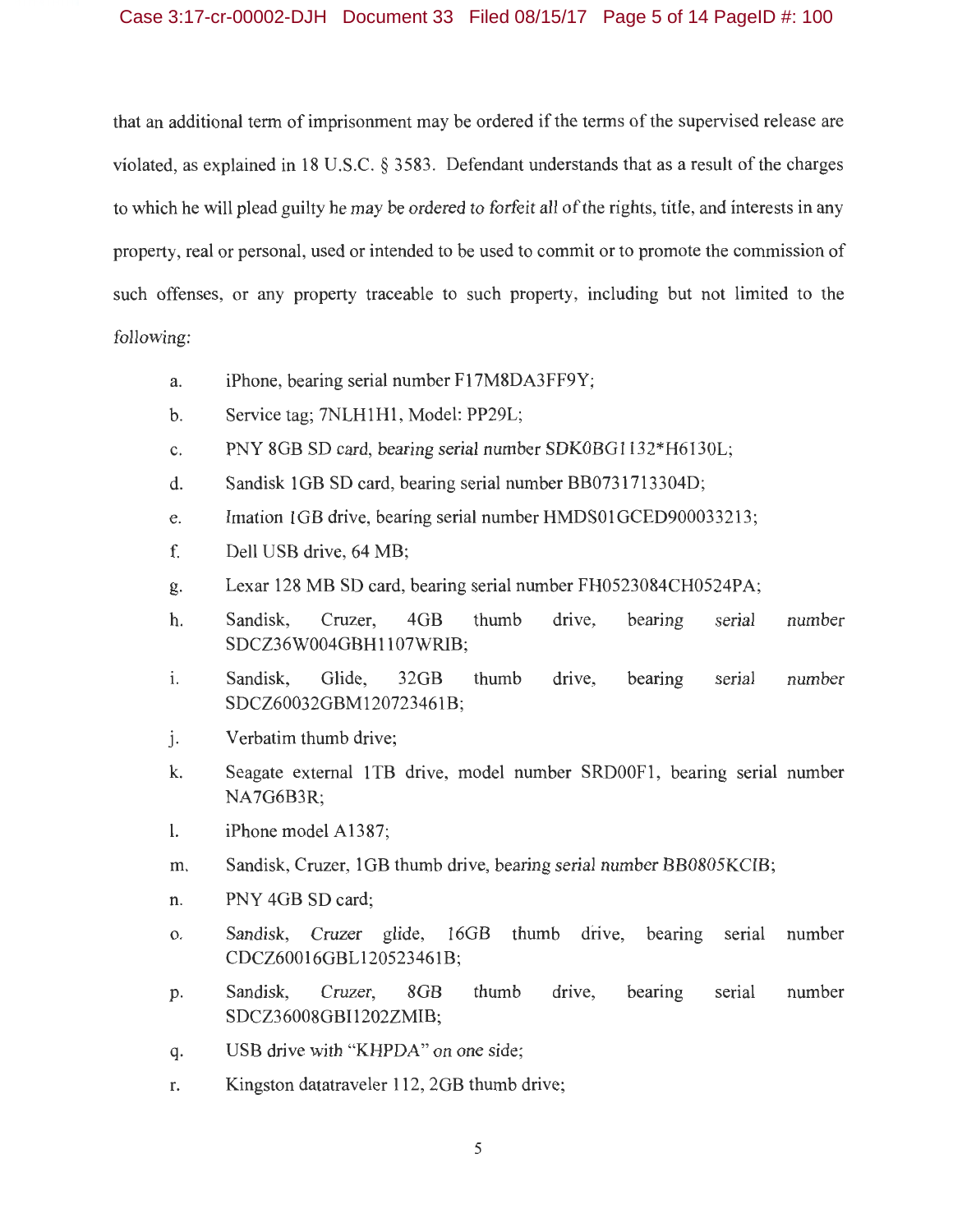that an additional term of imprisonment may be ordered if the terms of the supervised release are violated, as explained in 18 U.S.C. § 3583. Defendant understands that as a result of the charges to which he will plead guilty he may be ordered to forfeit all of the rights, title, and interests in any property, real or personal, used or intended to be used to commit or to promote the commission of such offenses, or any property traceable to such property, including but not limited to the following:

a. iPhone, bearing serial number F17M8DA3FF9Y;

b. Service tag; 7NLH1H1, Model: PP29L;

c. PNY 8GB SD card, bearing serial number SDK0BG1132*H6130L;

d. Sandisk 1GB SD card, bearing serial number BB0731713304D;

e. Imation 1GB drive, bearing serial number HMDS01GCED900033213;

f. Dell USB drive, 64 MB;

g. Lexar 128 MB SD card, bearing serial number FH0523084CH0524PA;

h. Sandisk, Cruzer, 4GB thumb drive, bearing serial number SDCZ36W004GBH1107WRIB;

i. Sandisk, Glide, 32GB thumb drive, bearing serial number SDCZ60032GBM120723461B;

j. Verbatim thumb drive;

k. Seagate external 1TB drive, model number SRD00F1, bearing serial number NA7G6B3R;

l. iPhone model A1387;

m. Sandisk, Cruzer, 1GB thumb drive, bearing serial number BB0805KCIB;

n. PNY 4GB SD card;

o. Sandisk, Cruzer glide, 16GB thumb drive, bearing serial number CDCZ60016GBL120523461B;

p. Sandisk, Cruzer, 8GB thumb drive, bearing serial number SDCZ36008GBI1202ZMIB;

q. USB drive with "KHPDA" on one side;

r. Kingston datatraveler 112, 2GB thumb drive;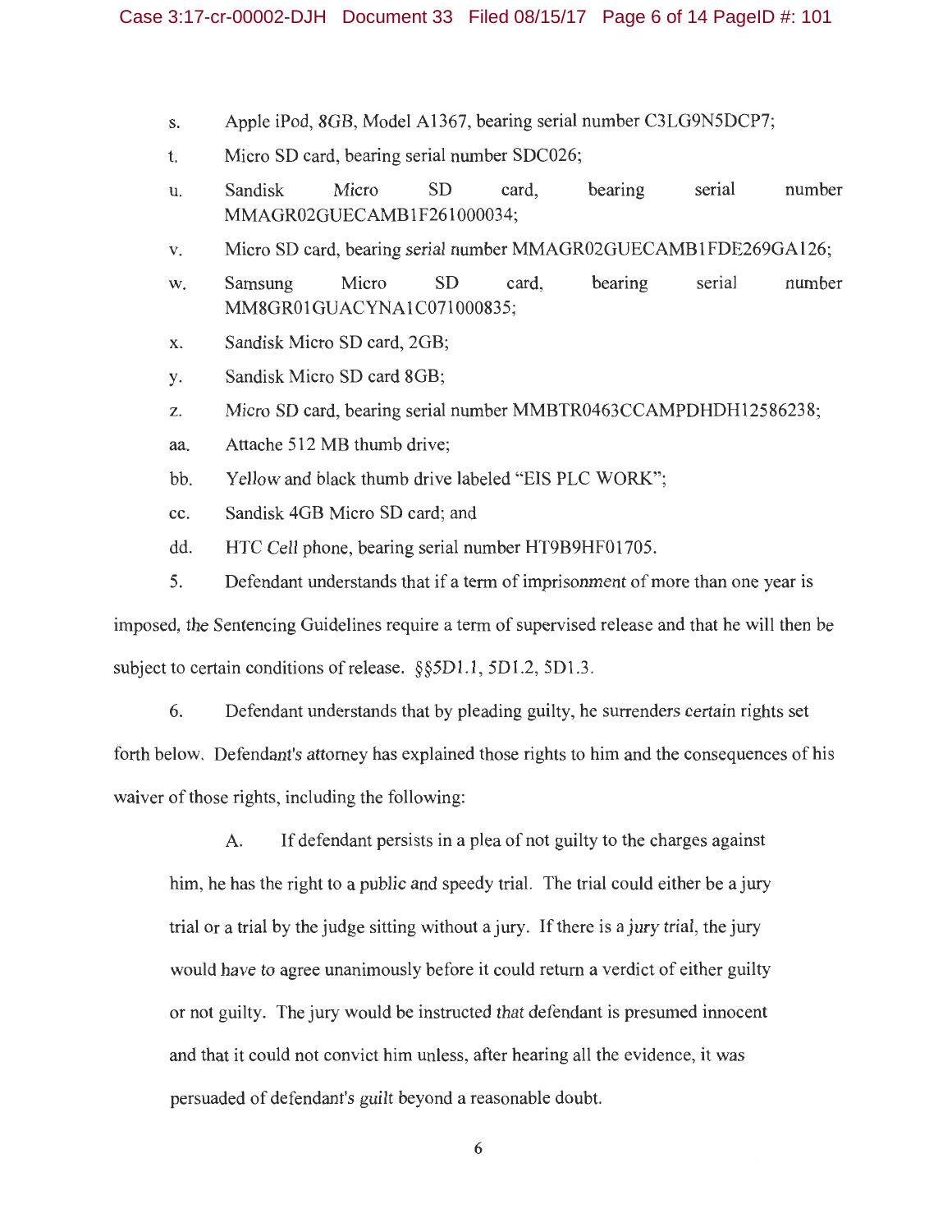s. Apple iPod, 8GB, Model A1367, bearing serial number C3LG9N5DCP7;

t. Micro SD card, bearing serial number SDC026;

u. Sandisk Micro SD card, bearing serial number MMAGR02GUECAMB1F261000034;

v. Micro SD card, bearing serial number MMAGR02GUECAMB1FDE269GA126;

w. Samsung Micro SD card, bearing serial number MM8GR01GUACYNA1C071000835;

x. Sandisk Micro SD card, 2GB;

y. Sandisk Micro SD card 8GB;

z. Micro SD card, bearing serial number MMBTR0463CCAMPDHDH12586238;

aa. Attache 512 MB thumb drive;

bb. Yellow and black thumb drive labeled "EIS PLC WORK";

cc. Sandisk 4GB Micro SD card; and

dd. HTC Cell phone, bearing serial number HT9B9HF01705.

5. Defendant understands that if a term of imprisonment of more than one year is imposed, the Sentencing Guidelines require a term of supervised release and that he will then be subject to certain conditions of release. §§5D1.1, 5D1.2, 5D1.3.

6. Defendant understands that by pleading guilty, he surrenders certain rights set forth below. Defendant's attorney has explained those rights to him and the consequences of his waiver of those rights, including the following:

A. If defendant persists in a plea of not guilty to the charges against him, he has the right to a public and speedy trial. The trial could either be a jury trial or a trial by the judge sitting without a jury. If there is a jury trial, the jury would have to agree unanimously before it could return a verdict of either guilty or not guilty. The jury would be instructed that defendant is presumed innocent and that it could not convict him unless, after hearing all the evidence, it was persuaded of defendant's guilt beyond a reasonable doubt.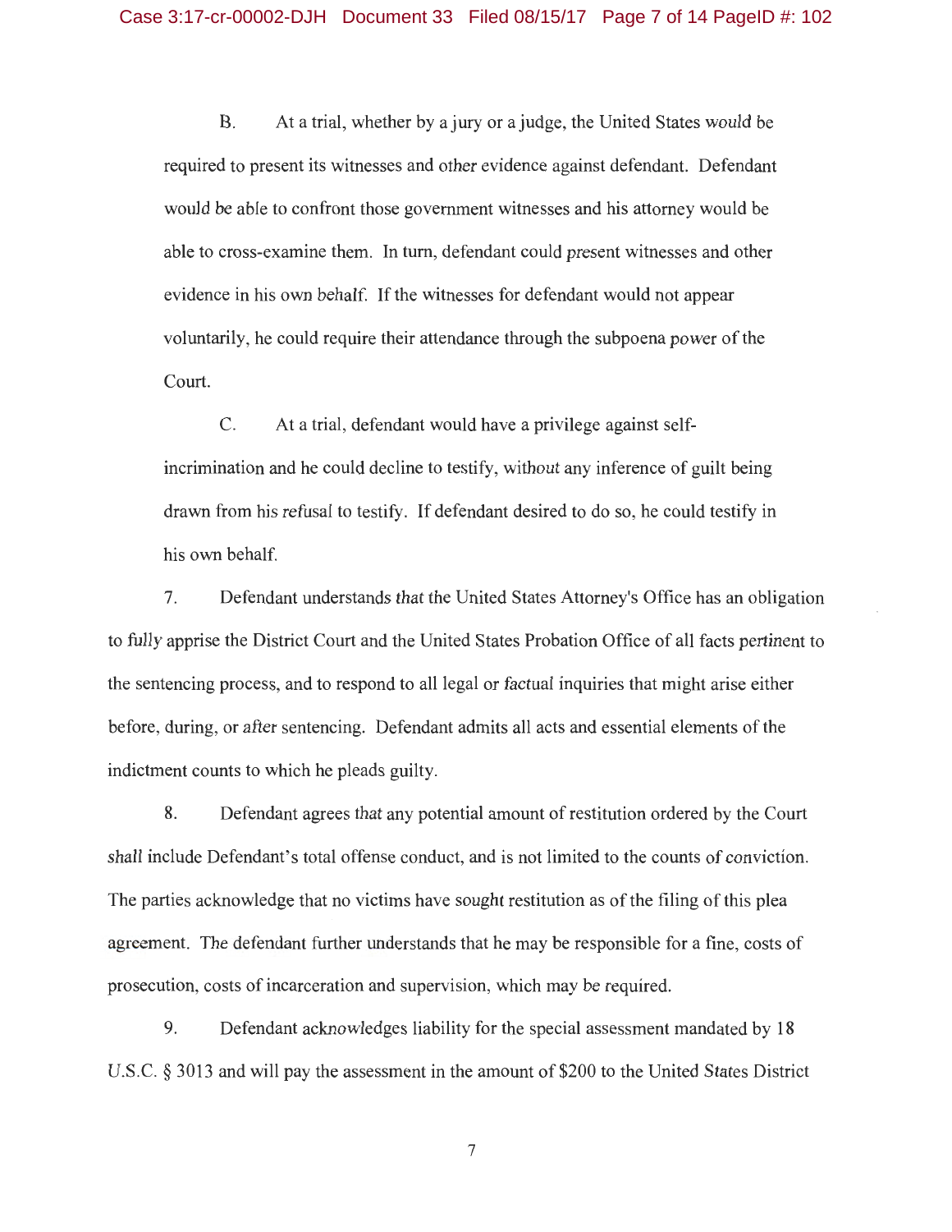B. At a trial, whether by a jury or a judge, the United States would be required to present its witnesses and other evidence against defendant. Defendant would be able to confront those government witnesses and his attorney would be able to cross-examine them. In turn, defendant could present witnesses and other evidence in his own behalf. If the witnesses for defendant would not appear voluntarily, he could require their attendance through the subpoena power of the Court.

C. At a trial, defendant would have a privilege against self-incrimination and he could decline to testify, without any inference of guilt being drawn from his refusal to testify. If defendant desired to do so, he could testify in his own behalf.

7. Defendant understands that the United States Attorney's Office has an obligation to fully apprise the District Court and the United States Probation Office of all facts pertinent to the sentencing process, and to respond to all legal or factual inquiries that might arise either before, during, or after sentencing. Defendant admits all acts and essential elements of the indictment counts to which he pleads guilty.

8. Defendant agrees that any potential amount of restitution ordered by the Court shall include Defendant's total offense conduct, and is not limited to the counts of conviction. The parties acknowledge that no victims have sought restitution as of the filing of this plea agreement. The defendant further understands that he may be responsible for a fine, costs of prosecution, costs of incarceration and supervision, which may be required.

9. Defendant acknowledges liability for the special assessment mandated by 18 U.S.C. § 3013 and will pay the assessment in the amount of $200 to the United States District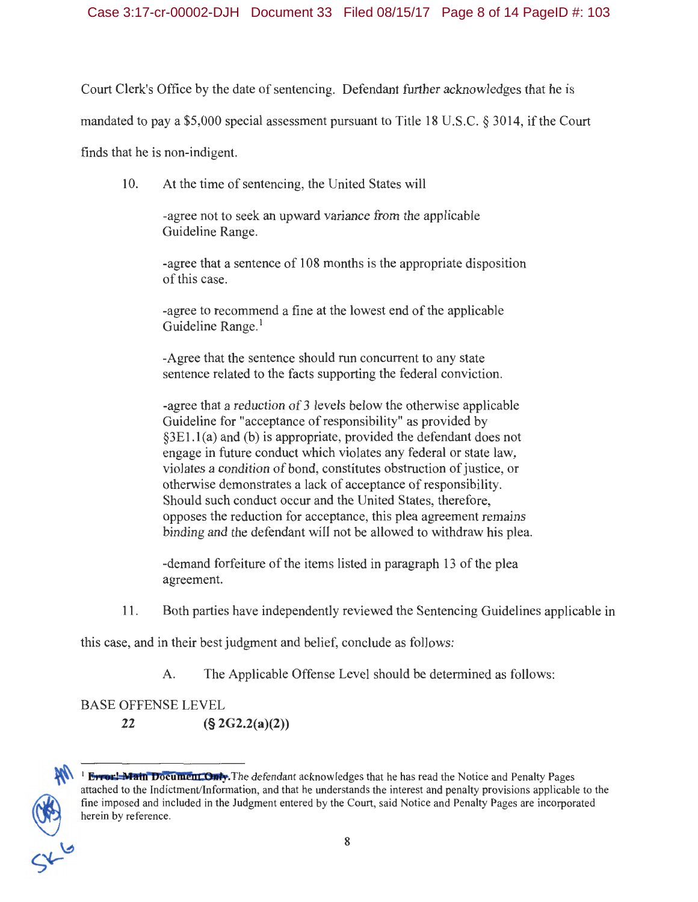Court Clerk's Office by the date of sentencing. Defendant further acknowledges that he is mandated to pay a $5,000 special assessment pursuant to Title 18 U.S.C. § 3014, if the Court finds that he is non-indigent.

10. At the time of sentencing, the United States will

-agree not to seek an upward variance from the applicable Guideline Range.

-agree that a sentence of 108 months is the appropriate disposition of this case.

-agree to recommend a fine at the lowest end of the applicable Guideline Range.[1]

-Agree that the sentence should run concurrent to any state sentence related to the facts supporting the federal conviction.

-agree that a reduction of 3 levels below the otherwise applicable Guideline for "acceptance of responsibility" as provided by §3E1.1(a) and (b) is appropriate, provided the defendant does not engage in future conduct which violates any federal or state law, violates a condition of bond, constitutes obstruction of justice, or otherwise demonstrates a lack of acceptance of responsibility. Should such conduct occur and the United States, therefore, opposes the reduction for acceptance, this plea agreement remains binding and the defendant will not be allowed to withdraw his plea.

-demand forfeiture of the items listed in paragraph 13 of the plea agreement.

11. Both parties have independently reviewed the Sentencing Guidelines applicable in this case, and in their best judgment and belief, conclude as follows:

A. The Applicable Offense Level should be determined as follows:

BASE OFFENSE LEVEL

**22** **(§ 2G2.2(a)(2))**

---

[1] ~~**Error! Main Document Only.**~~The defendant acknowledges that he has read the Notice and Penalty Pages attached to the Indictment/Information, and that he understands the interest and penalty provisions applicable to the fine imposed and included in the Judgment entered by the Court, said Notice and Penalty Pages are incorporated herein by reference.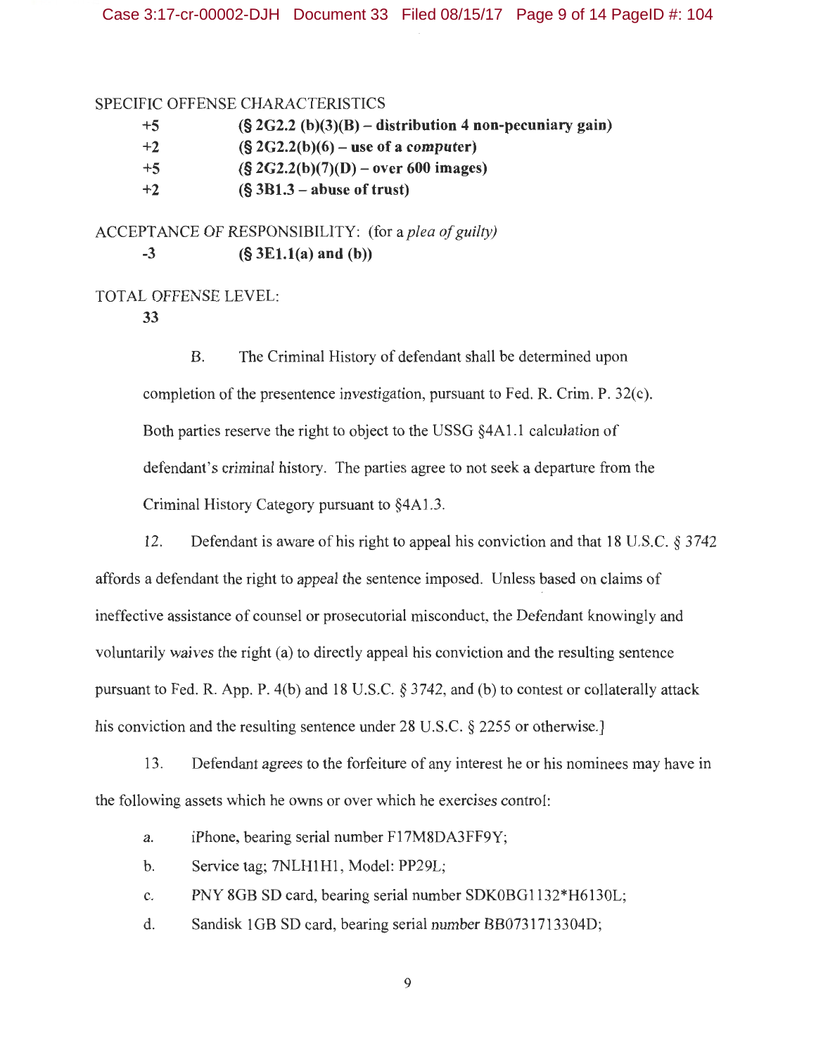SPECIFIC OFFENSE CHARACTERISTICS

| | |
|---|---|
| +5 | **(§ 2G2.2 (b)(3)(B) – distribution 4 non-pecuniary gain)** |
| +2 | **(§ 2G2.2(b)(6) – use of a computer)** |
| +5 | **(§ 2G2.2(b)(7)(D) – over 600 images)** |
| +2 | **(§ 3B1.3 – abuse of trust)** |

ACCEPTANCE OF RESPONSIBILITY: (for a *plea of guilty)*

| | |
|---|---|
| -3 | **(§ 3E1.1(a) and (b))** |

TOTAL OFFENSE LEVEL:

**33**

B. The Criminal History of defendant shall be determined upon completion of the presentence investigation, pursuant to Fed. R. Crim. P. 32(c). Both parties reserve the right to object to the USSG §4A1.1 calculation of defendant's criminal history. The parties agree to not seek a departure from the Criminal History Category pursuant to §4A1.3.

12. Defendant is aware of his right to appeal his conviction and that 18 U.S.C. § 3742 affords a defendant the right to appeal the sentence imposed. Unless based on claims of ineffective assistance of counsel or prosecutorial misconduct, the Defendant knowingly and voluntarily waives the right (a) to directly appeal his conviction and the resulting sentence pursuant to Fed. R. App. P. 4(b) and 18 U.S.C. § 3742, and (b) to contest or collaterally attack his conviction and the resulting sentence under 28 U.S.C. § 2255 or otherwise.]

13. Defendant agrees to the forfeiture of any interest he or his nominees may have in the following assets which he owns or over which he exercises control:

a. iPhone, bearing serial number F17M8DA3FF9Y;

b. Service tag; 7NLH1H1, Model: PP29L;

c. PNY 8GB SD card, bearing serial number SDK0BG1132*H6130L;

d. Sandisk 1GB SD card, bearing serial number BB0731713304D;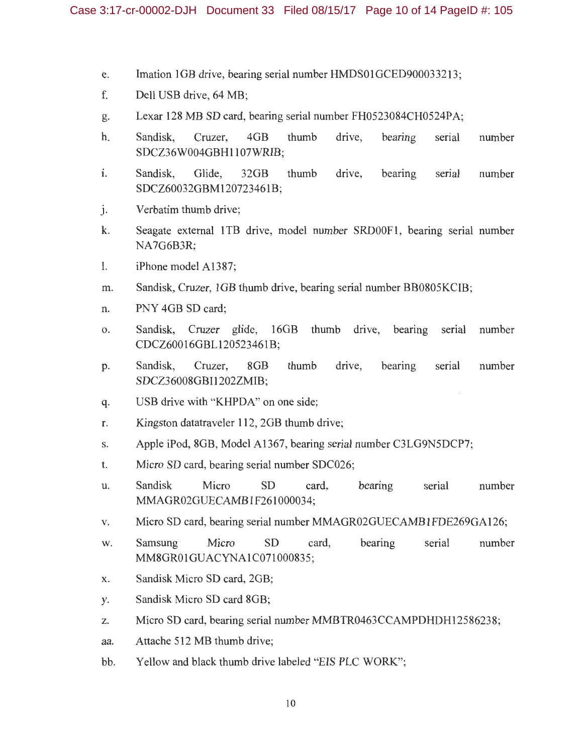e. Imation 1GB drive, bearing serial number HMDS01GCED900033213;

f. Dell USB drive, 64 MB;

g. Lexar 128 MB SD card, bearing serial number FH0523084CH0524PA;

h. Sandisk, Cruzer, 4GB thumb drive, bearing serial number SDCZ36W004GBH1107WRIB;

i. Sandisk, Glide, 32GB thumb drive, bearing serial number SDCZ60032GBM120723461B;

j. Verbatim thumb drive;

k. Seagate external 1TB drive, model number SRD00F1, bearing serial number NA7G6B3R;

l. iPhone model A1387;

m. Sandisk, Cruzer, 1GB thumb drive, bearing serial number BB0805KCIB;

n. PNY 4GB SD card;

o. Sandisk, Cruzer glide, 16GB thumb drive, bearing serial number CDCZ60016GBL120523461B;

p. Sandisk, Cruzer, 8GB thumb drive, bearing serial number SDCZ36008GBI1202ZMIB;

q. USB drive with "KHPDA" on one side;

r. Kingston datatraveler 112, 2GB thumb drive;

s. Apple iPod, 8GB, Model A1367, bearing serial number C3LG9N5DCP7;

t. Micro SD card, bearing serial number SDC026;

u. Sandisk Micro SD card, bearing serial number MMAGR02GUECAMB1F261000034;

v. Micro SD card, bearing serial number MMAGR02GUECAMB1FDE269GA126;

w. Samsung Micro SD card, bearing serial number MM8GR01GUACYNA1C071000835;

x. Sandisk Micro SD card, 2GB;

y. Sandisk Micro SD card 8GB;

z. Micro SD card, bearing serial number MMBTR0463CCAMPDHDH12586238;

aa. Attache 512 MB thumb drive;

bb. Yellow and black thumb drive labeled "EIS PLC WORK";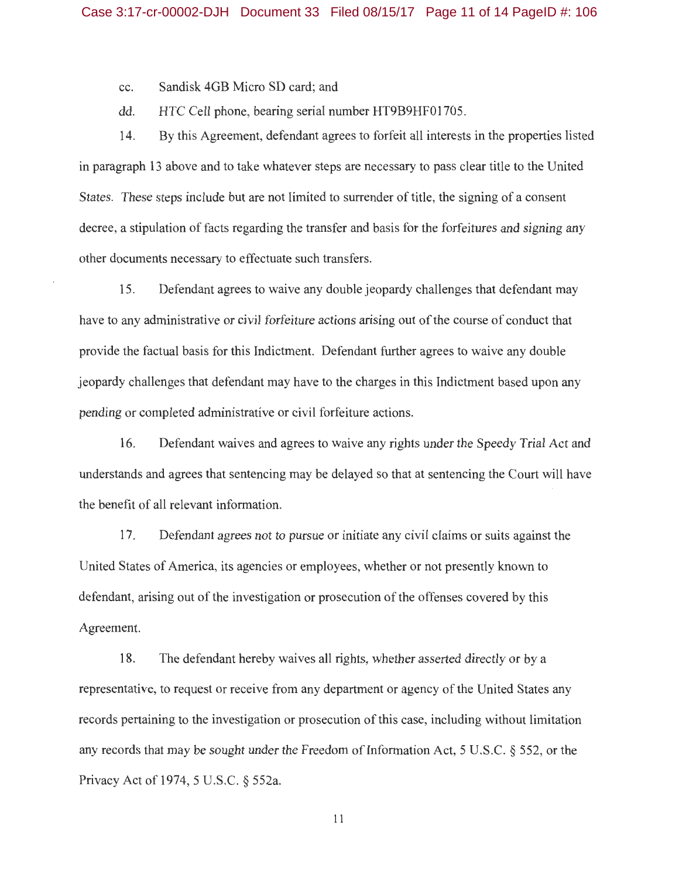cc. Sandisk 4GB Micro SD card; and

dd. HTC Cell phone, bearing serial number HT9B9HF01705.

14. By this Agreement, defendant agrees to forfeit all interests in the properties listed in paragraph 13 above and to take whatever steps are necessary to pass clear title to the United States. These steps include but are not limited to surrender of title, the signing of a consent decree, a stipulation of facts regarding the transfer and basis for the forfeitures and signing any other documents necessary to effectuate such transfers.

15. Defendant agrees to waive any double jeopardy challenges that defendant may have to any administrative or civil forfeiture actions arising out of the course of conduct that provide the factual basis for this Indictment. Defendant further agrees to waive any double jeopardy challenges that defendant may have to the charges in this Indictment based upon any pending or completed administrative or civil forfeiture actions.

16. Defendant waives and agrees to waive any rights under the Speedy Trial Act and understands and agrees that sentencing may be delayed so that at sentencing the Court will have the benefit of all relevant information.

17. Defendant agrees not to pursue or initiate any civil claims or suits against the United States of America, its agencies or employees, whether or not presently known to defendant, arising out of the investigation or prosecution of the offenses covered by this Agreement.

18. The defendant hereby waives all rights, whether asserted directly or by a representative, to request or receive from any department or agency of the United States any records pertaining to the investigation or prosecution of this case, including without limitation any records that may be sought under the Freedom of Information Act, 5 U.S.C. § 552, or the Privacy Act of 1974, 5 U.S.C. § 552a.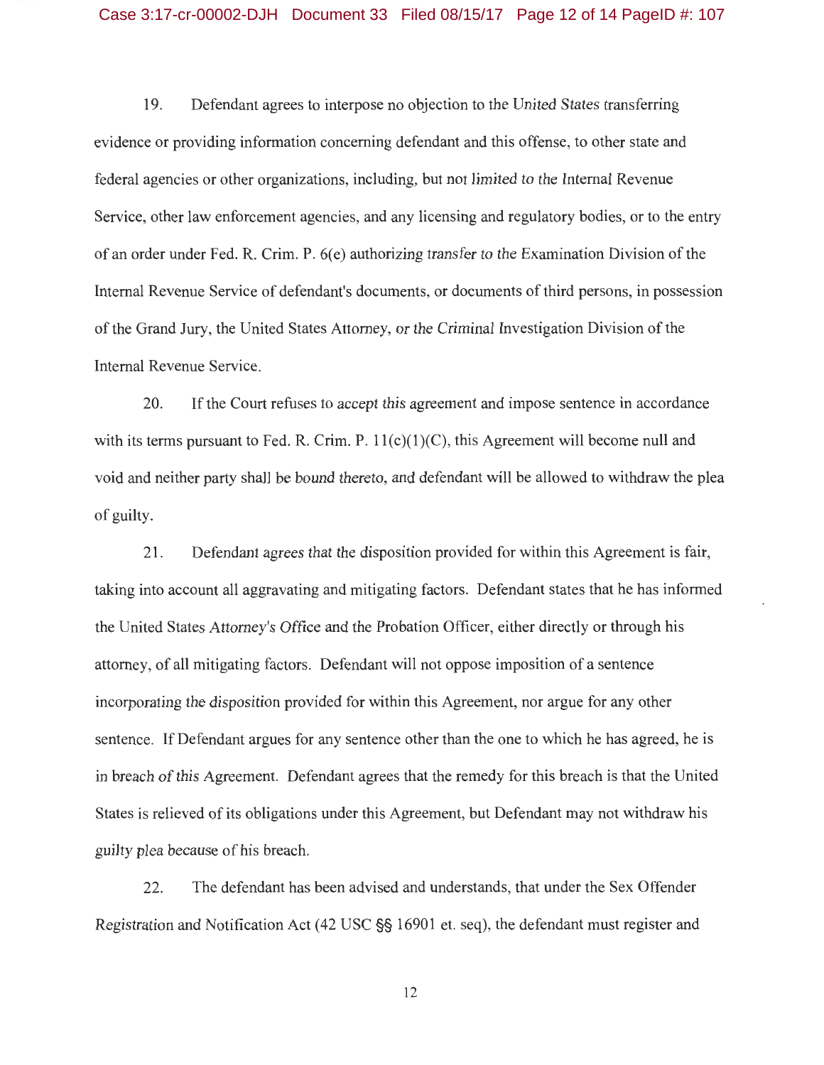19. Defendant agrees to interpose no objection to the United States transferring evidence or providing information concerning defendant and this offense, to other state and federal agencies or other organizations, including, but not limited to the Internal Revenue Service, other law enforcement agencies, and any licensing and regulatory bodies, or to the entry of an order under Fed. R. Crim. P. 6(e) authorizing transfer to the Examination Division of the Internal Revenue Service of defendant's documents, or documents of third persons, in possession of the Grand Jury, the United States Attorney, or the Criminal Investigation Division of the Internal Revenue Service.

20. If the Court refuses to accept this agreement and impose sentence in accordance with its terms pursuant to Fed. R. Crim. P. 11(c)(1)(C), this Agreement will become null and void and neither party shall be bound thereto, and defendant will be allowed to withdraw the plea of guilty.

21. Defendant agrees that the disposition provided for within this Agreement is fair, taking into account all aggravating and mitigating factors. Defendant states that he has informed the United States Attorney's Office and the Probation Officer, either directly or through his attorney, of all mitigating factors. Defendant will not oppose imposition of a sentence incorporating the disposition provided for within this Agreement, nor argue for any other sentence. If Defendant argues for any sentence other than the one to which he has agreed, he is in breach of this Agreement. Defendant agrees that the remedy for this breach is that the United States is relieved of its obligations under this Agreement, but Defendant may not withdraw his guilty plea because of his breach.

22. The defendant has been advised and understands, that under the Sex Offender Registration and Notification Act (42 USC §§ 16901 et. seq), the defendant must register and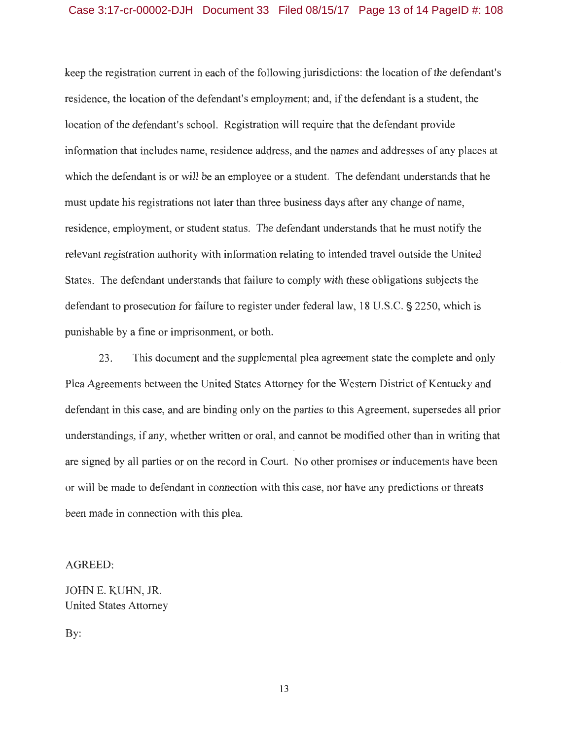keep the registration current in each of the following jurisdictions: the location of the defendant's residence, the location of the defendant's employment; and, if the defendant is a student, the location of the defendant's school. Registration will require that the defendant provide information that includes name, residence address, and the names and addresses of any places at which the defendant is or will be an employee or a student. The defendant understands that he must update his registrations not later than three business days after any change of name, residence, employment, or student status. The defendant understands that he must notify the relevant registration authority with information relating to intended travel outside the United States. The defendant understands that failure to comply with these obligations subjects the defendant to prosecution for failure to register under federal law, 18 U.S.C. § 2250, which is punishable by a fine or imprisonment, or both.

23. This document and the supplemental plea agreement state the complete and only Plea Agreements between the United States Attorney for the Western District of Kentucky and defendant in this case, and are binding only on the parties to this Agreement, supersedes all prior understandings, if any, whether written or oral, and cannot be modified other than in writing that are signed by all parties or on the record in Court. No other promises or inducements have been or will be made to defendant in connection with this case, nor have any predictions or threats been made in connection with this plea.

AGREED:

JOHN E. KUHN, JR.
United States Attorney

By: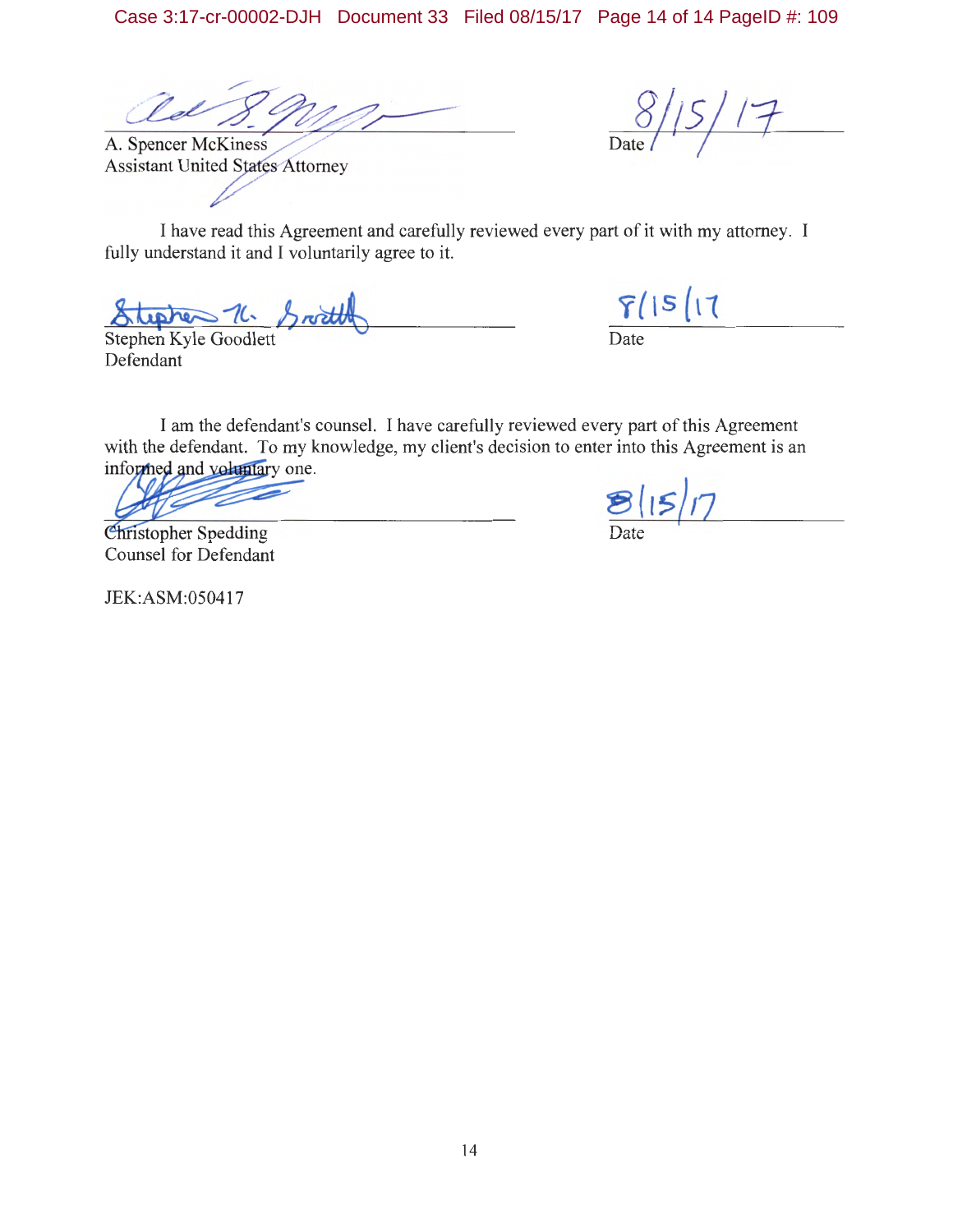A. Spencer McKiness
Assistant United States Attorney

Date 8/15/17

I have read this Agreement and carefully reviewed every part of it with my attorney. I fully understand it and I voluntarily agree to it.

Stephen Kyle Goodlett
Defendant

8/15/17
Date

I am the defendant's counsel. I have carefully reviewed every part of this Agreement with the defendant. To my knowledge, my client's decision to enter into this Agreement is an informed and voluntary one.

Christopher Spedding
Counsel for Defendant

8/15/17
Date

JEK:ASM:050417